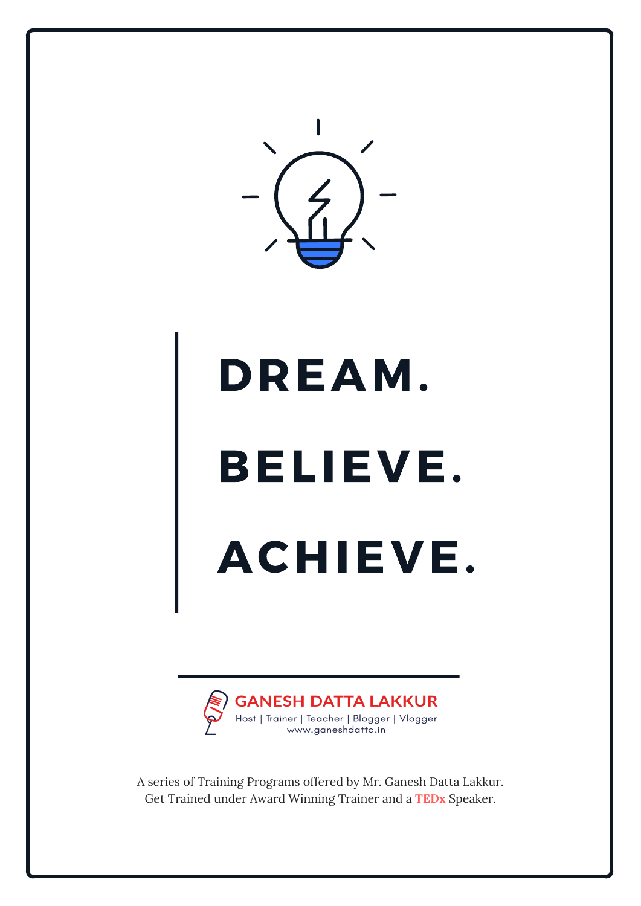# DREAM.

# BELIEVE.

# ACHIEVE.

**GANESH DATTA LAKKUR**

Host | Trainer | Teacher | Blogger | Vlogger

www.ganeshdatta.in

A series of Training Programs offered by Mr. Ganesh Datta Lakkur.
Get Trained under Award Winning Trainer and a **TEDx** Speaker.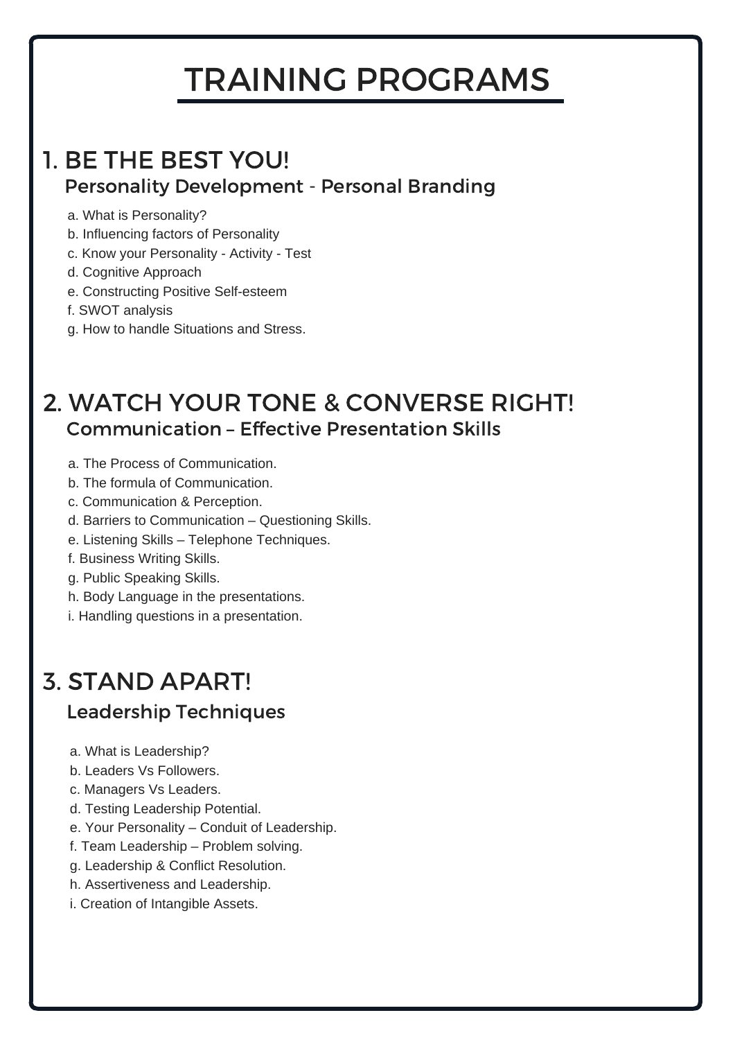# TRAINING PROGRAMS

## 1. BE THE BEST YOU!

### Personality Development - Personal Branding

a. What is Personality?
b. Influencing factors of Personality
c. Know your Personality - Activity - Test
d. Cognitive Approach
e. Constructing Positive Self-esteem
f. SWOT analysis
g. How to handle Situations and Stress.

## 2. WATCH YOUR TONE & CONVERSE RIGHT!

### Communication – Effective Presentation Skills

a. The Process of Communication.
b. The formula of Communication.
c. Communication & Perception.
d. Barriers to Communication – Questioning Skills.
e. Listening Skills – Telephone Techniques.
f. Business Writing Skills.
g. Public Speaking Skills.
h. Body Language in the presentations.
i. Handling questions in a presentation.

## 3. STAND APART!

### Leadership Techniques

a. What is Leadership?
b. Leaders Vs Followers.
c. Managers Vs Leaders.
d. Testing Leadership Potential.
e. Your Personality – Conduit of Leadership.
f. Team Leadership – Problem solving.
g. Leadership & Conflict Resolution.
h. Assertiveness and Leadership.
i. Creation of Intangible Assets.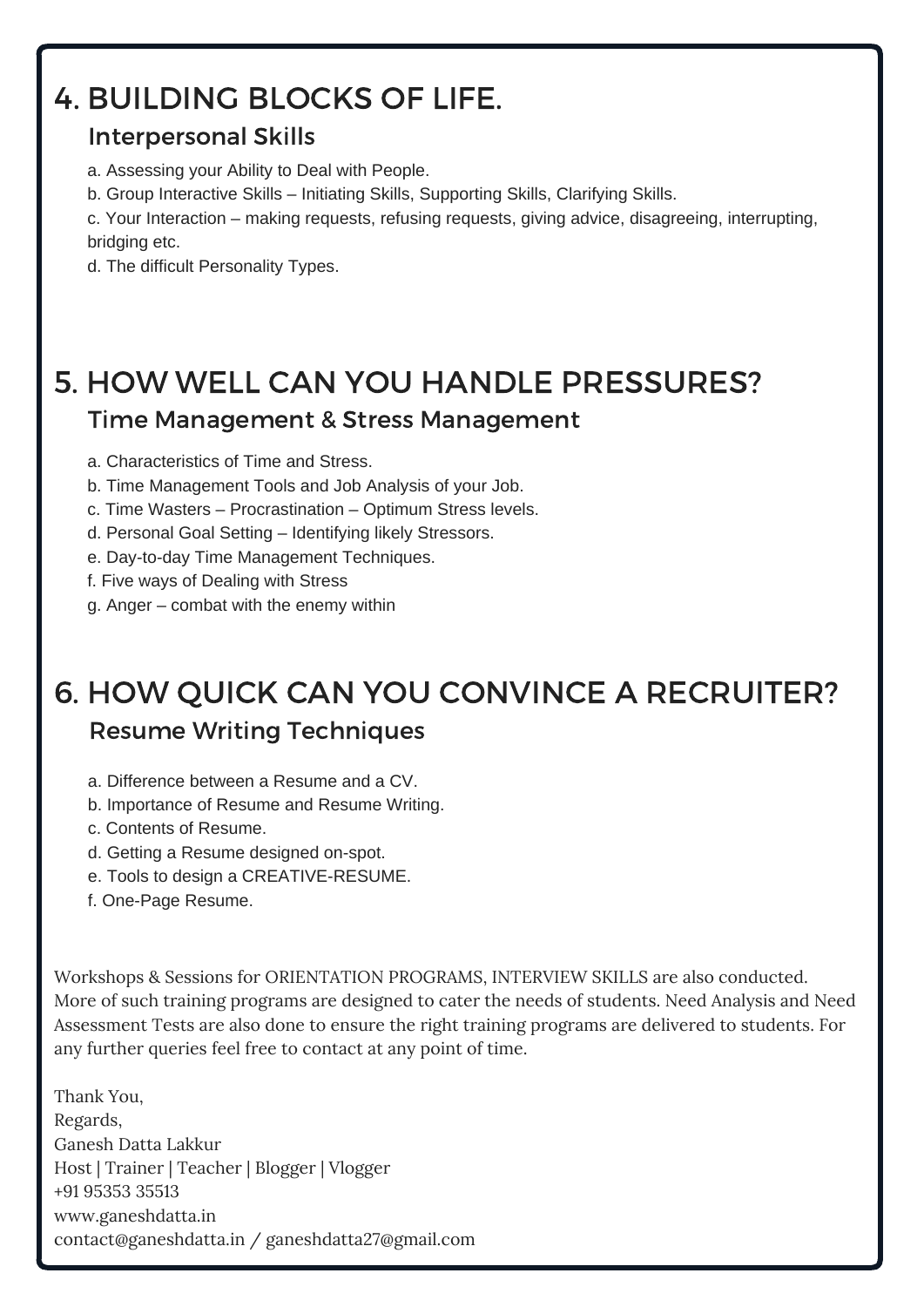## 4. BUILDING BLOCKS OF LIFE.

### Interpersonal Skills

a. Assessing your Ability to Deal with People.

b. Group Interactive Skills – Initiating Skills, Supporting Skills, Clarifying Skills.

c. Your Interaction – making requests, refusing requests, giving advice, disagreeing, interrupting, bridging etc.

d. The difficult Personality Types.

## 5. HOW WELL CAN YOU HANDLE PRESSURES?

### Time Management & Stress Management

a. Characteristics of Time and Stress.

b. Time Management Tools and Job Analysis of your Job.

c. Time Wasters – Procrastination – Optimum Stress levels.

d. Personal Goal Setting – Identifying likely Stressors.

e. Day-to-day Time Management Techniques.

f. Five ways of Dealing with Stress

g. Anger – combat with the enemy within

## 6. HOW QUICK CAN YOU CONVINCE A RECRUITER?

### Resume Writing Techniques

a. Difference between a Resume and a CV.

b. Importance of Resume and Resume Writing.

c. Contents of Resume.

d. Getting a Resume designed on-spot.

e. Tools to design a CREATIVE-RESUME.

f. One-Page Resume.

Workshops & Sessions for ORIENTATION PROGRAMS, INTERVIEW SKILLS are also conducted. More of such training programs are designed to cater the needs of students. Need Analysis and Need Assessment Tests are also done to ensure the right training programs are delivered to students. For any further queries feel free to contact at any point of time.

Thank You,
Regards,
Ganesh Datta Lakkur
Host | Trainer | Teacher | Blogger | Vlogger
+91 95353 35513
www.ganeshdatta.in
contact@ganeshdatta.in / ganeshdatta27@gmail.com